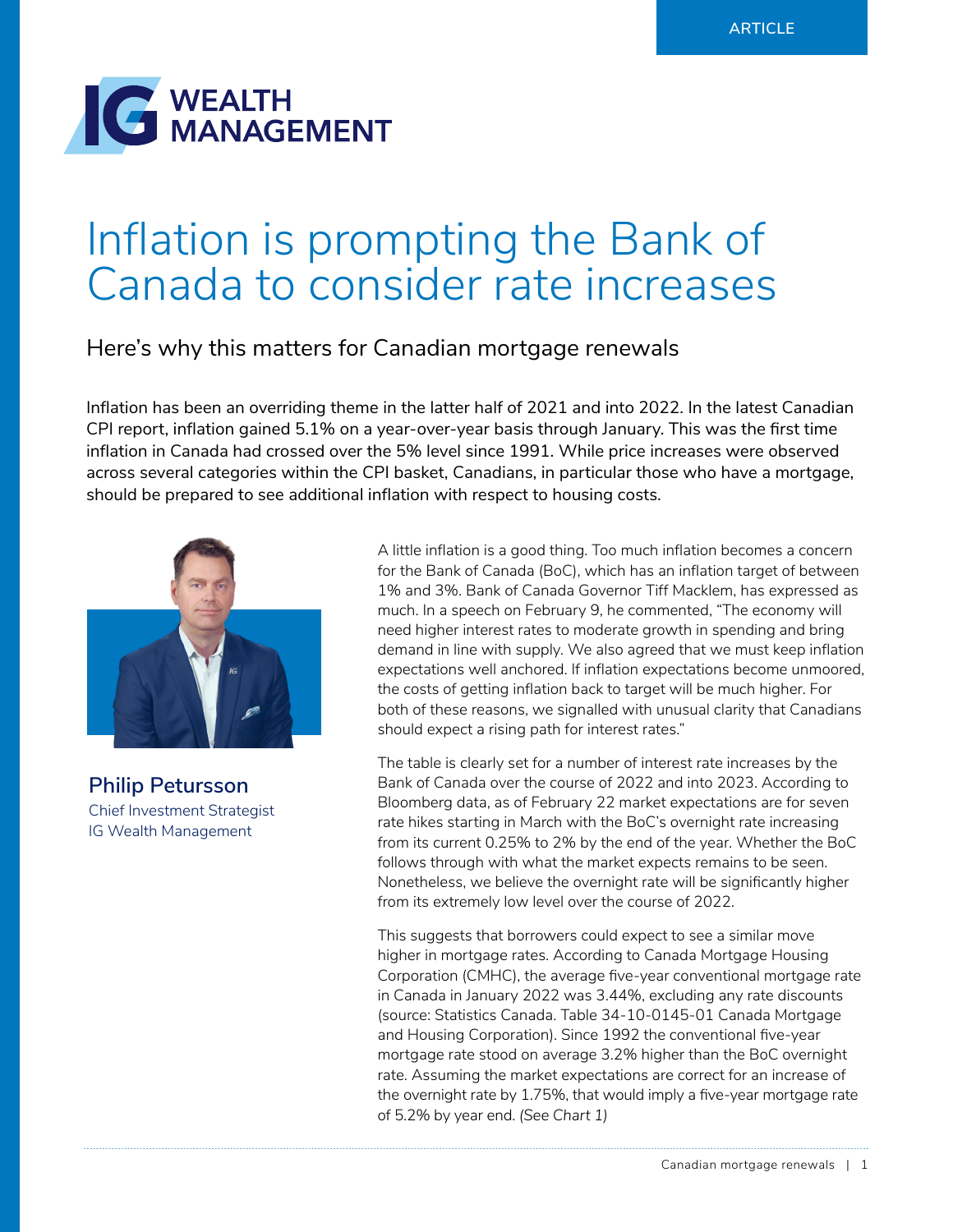ARTICLE

IG WEALTH MANAGEMENT

# Inflation is prompting the Bank of Canada to consider rate increases

## Here's why this matters for Canadian mortgage renewals

Inflation has been an overriding theme in the latter half of 2021 and into 2022. In the latest Canadian CPI report, inflation gained 5.1% on a year-over-year basis through January. This was the first time inflation in Canada had crossed over the 5% level since 1991. While price increases were observed across several categories within the CPI basket, Canadians, in particular those who have a mortgage, should be prepared to see additional inflation with respect to housing costs.

**Philip Petursson**
Chief Investment Strategist
IG Wealth Management

A little inflation is a good thing. Too much inflation becomes a concern for the Bank of Canada (BoC), which has an inflation target of between 1% and 3%. Bank of Canada Governor Tiff Macklem, has expressed as much. In a speech on February 9, he commented, "The economy will need higher interest rates to moderate growth in spending and bring demand in line with supply. We also agreed that we must keep inflation expectations well anchored. If inflation expectations become unmoored, the costs of getting inflation back to target will be much higher. For both of these reasons, we signalled with unusual clarity that Canadians should expect a rising path for interest rates."

The table is clearly set for a number of interest rate increases by the Bank of Canada over the course of 2022 and into 2023. According to Bloomberg data, as of February 22 market expectations are for seven rate hikes starting in March with the BoC's overnight rate increasing from its current 0.25% to 2% by the end of the year. Whether the BoC follows through with what the market expects remains to be seen. Nonetheless, we believe the overnight rate will be significantly higher from its extremely low level over the course of 2022.

This suggests that borrowers could expect to see a similar move higher in mortgage rates. According to Canada Mortgage Housing Corporation (CMHC), the average five-year conventional mortgage rate in Canada in January 2022 was 3.44%, excluding any rate discounts (source: Statistics Canada. Table 34-10-0145-01 Canada Mortgage and Housing Corporation). Since 1992 the conventional five-year mortgage rate stood on average 3.2% higher than the BoC overnight rate. Assuming the market expectations are correct for an increase of the overnight rate by 1.75%, that would imply a five-year mortgage rate of 5.2% by year end. *(See Chart 1)*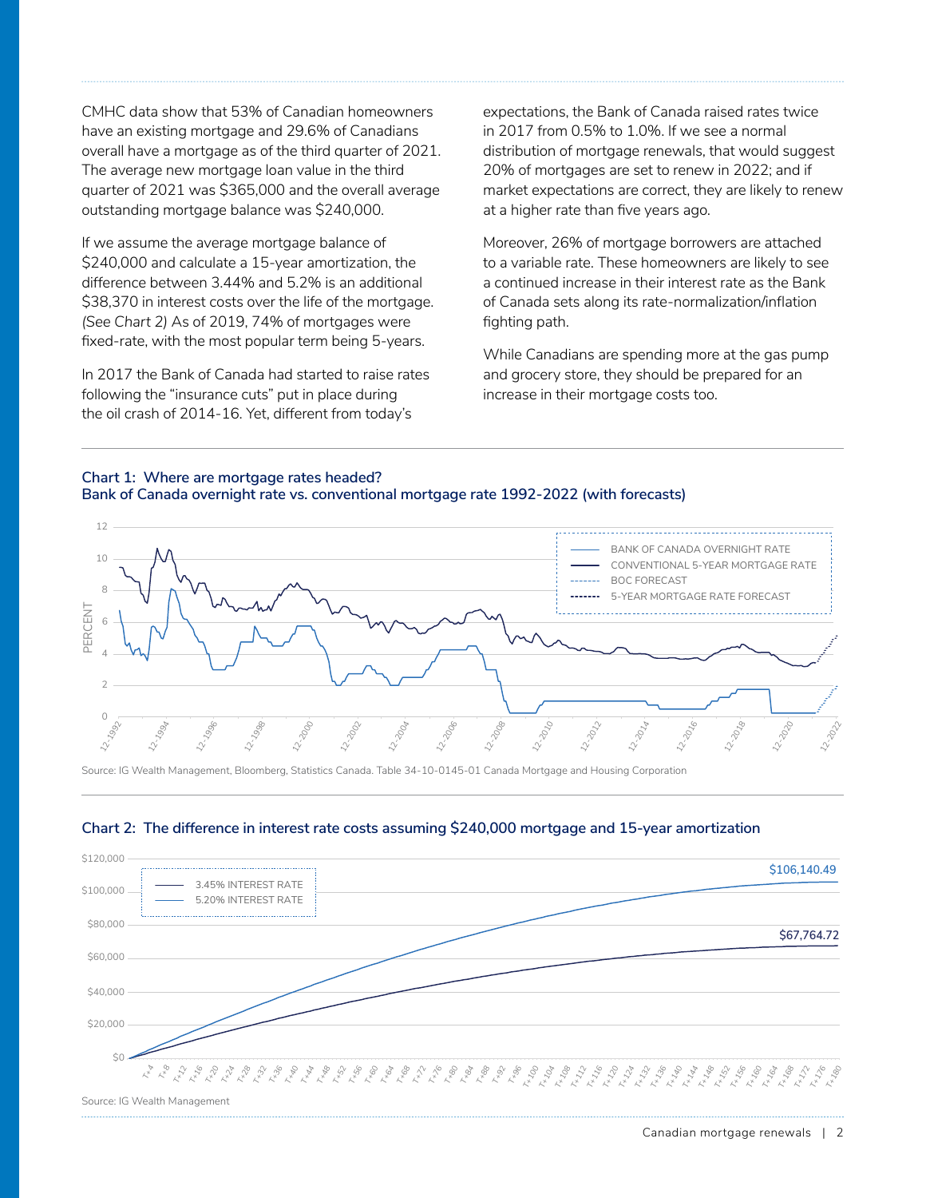CMHC data show that 53% of Canadian homeowners have an existing mortgage and 29.6% of Canadians overall have a mortgage as of the third quarter of 2021. The average new mortgage loan value in the third quarter of 2021 was $365,000 and the overall average outstanding mortgage balance was $240,000.

If we assume the average mortgage balance of $240,000 and calculate a 15-year amortization, the difference between 3.44% and 5.2% is an additional $38,370 in interest costs over the life of the mortgage. *(See Chart 2)* As of 2019, 74% of mortgages were fixed-rate, with the most popular term being 5-years.

In 2017 the Bank of Canada had started to raise rates following the "insurance cuts" put in place during the oil crash of 2014-16. Yet, different from today's expectations, the Bank of Canada raised rates twice in 2017 from 0.5% to 1.0%. If we see a normal distribution of mortgage renewals, that would suggest 20% of mortgages are set to renew in 2022; and if market expectations are correct, they are likely to renew at a higher rate than five years ago.

Moreover, 26% of mortgage borrowers are attached to a variable rate. These homeowners are likely to see a continued increase in their interest rate as the Bank of Canada sets along its rate-normalization/inflation fighting path.

While Canadians are spending more at the gas pump and grocery store, they should be prepared for an increase in their mortgage costs too.

**Chart 1: Where are mortgage rates headed?**
**Bank of Canada overnight rate vs. conventional mortgage rate 1992-2022 (with forecasts)**

Source: IG Wealth Management, Bloomberg, Statistics Canada. Table 34-10-0145-01 Canada Mortgage and Housing Corporation

**Chart 2: The difference in interest rate costs assuming $240,000 mortgage and 15-year amortization**

Source: IG Wealth Management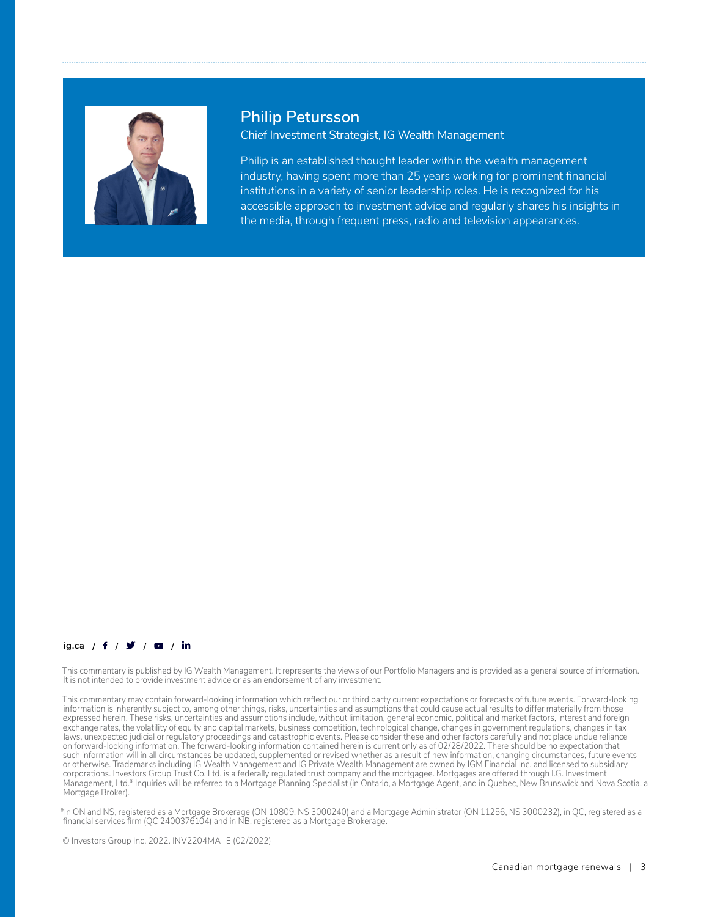## Philip Petursson

Chief Investment Strategist, IG Wealth Management

Philip is an established thought leader within the wealth management industry, having spent more than 25 years working for prominent financial institutions in a variety of senior leadership roles. He is recognized for his accessible approach to investment advice and regularly shares his insights in the media, through frequent press, radio and television appearances.

ig.ca / f / / /

This commentary is published by IG Wealth Management. It represents the views of our Portfolio Managers and is provided as a general source of information. It is not intended to provide investment advice or as an endorsement of any investment.

This commentary may contain forward-looking information which reflect our or third party current expectations or forecasts of future events. Forward-looking information is inherently subject to, among other things, risks, uncertainties and assumptions that could cause actual results to differ materially from those expressed herein. These risks, uncertainties and assumptions include, without limitation, general economic, political and market factors, interest and foreign exchange rates, the volatility of equity and capital markets, business competition, technological change, changes in government regulations, changes in tax laws, unexpected judicial or regulatory proceedings and catastrophic events. Please consider these and other factors carefully and not place undue reliance on forward-looking information. The forward-looking information contained herein is current only as of 02/28/2022. There should be no expectation that such information will in all circumstances be updated, supplemented or revised whether as a result of new information, changing circumstances, future events or otherwise. Trademarks including IG Wealth Management and IG Private Wealth Management are owned by IGM Financial Inc. and licensed to subsidiary corporations. Investors Group Trust Co. Ltd. is a federally regulated trust company and the mortgagee. Mortgages are offered through I.G. Investment Management, Ltd.* Inquiries will be referred to a Mortgage Planning Specialist (in Ontario, a Mortgage Agent, and in Quebec, New Brunswick and Nova Scotia, a Mortgage Broker).

*In ON and NS, registered as a Mortgage Brokerage (ON 10809, NS 3000240) and a Mortgage Administrator (ON 11256, NS 3000232), in QC, registered as a financial services firm (QC 2400376104) and in NB, registered as a Mortgage Brokerage.

© Investors Group Inc. 2022. INV2204MA_E (02/2022)